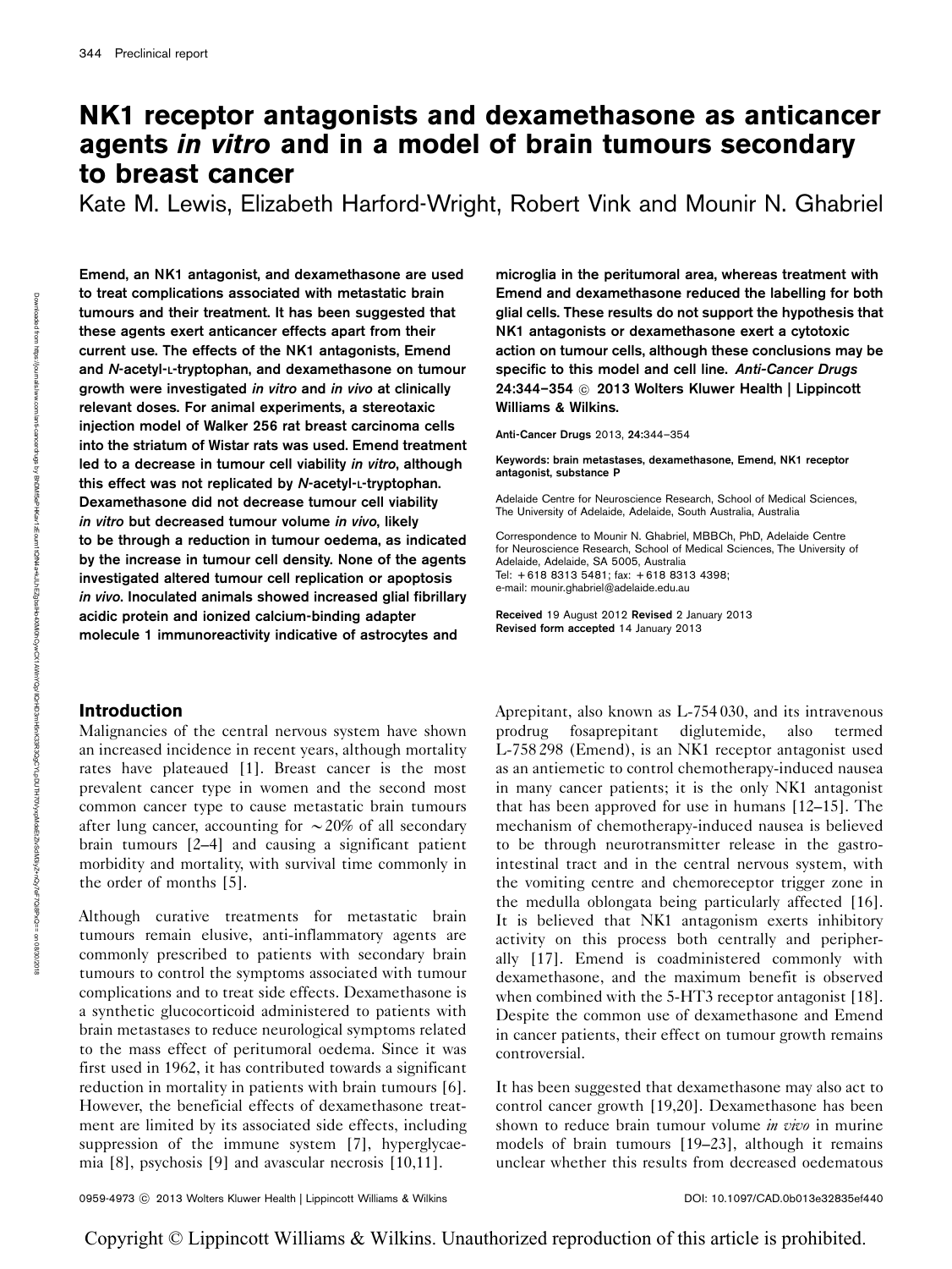# NK1 receptor antagonists and dexamethasone as anticancer agents *in vitro* and in a model of brain tumours secondary to breast cancer

Kate M. Lewis, Elizabeth Harford-Wright, Robert Vink and Mounir N. Ghabriel

**Emend, an NK1 antagonist, and dexamethasone are used to treat complications associated with metastatic brain tumours and their treatment. It has been suggested that these agents exert anticancer effects apart from their current use. The effects of the NK1 antagonists, Emend and *N*-acetyl-L-tryptophan, and dexamethasone on tumour growth were investigated *in vitro* and *in vivo* at clinically relevant doses. For animal experiments, a stereotaxic injection model of Walker 256 rat breast carcinoma cells into the striatum of Wistar rats was used. Emend treatment led to a decrease in tumour cell viability *in vitro*, although this effect was not replicated by *N*-acetyl-L-tryptophan. Dexamethasone did not decrease tumour cell viability *in vitro* but decreased tumour volume *in vivo*, likely to be through a reduction in tumour oedema, as indicated by the increase in tumour cell density. None of the agents investigated altered tumour cell replication or apoptosis *in vivo*. Inoculated animals showed increased glial fibrillary acidic protein and ionized calcium-binding adapter molecule 1 immunoreactivity indicative of astrocytes and microglia in the peritumoral area, whereas treatment with Emend and dexamethasone reduced the labelling for both glial cells. These results do not support the hypothesis that NK1 antagonists or dexamethasone exert a cytotoxic action on tumour cells, although these conclusions may be specific to this model and cell line. *Anti-Cancer Drugs* 24:344–354 © 2013 Wolters Kluwer Health | Lippincott Williams & Wilkins.**

Anti-Cancer Drugs 2013, 24:344–354

**Keywords: brain metastases, dexamethasone, Emend, NK1 receptor antagonist, substance P**

Adelaide Centre for Neuroscience Research, School of Medical Sciences, The University of Adelaide, Adelaide, South Australia, Australia

Correspondence to Mounir N. Ghabriel, MBBCh, PhD, Adelaide Centre for Neuroscience Research, School of Medical Sciences, The University of Adelaide, Adelaide, SA 5005, Australia
Tel: +618 8313 5481; fax: +618 8313 4398;
e-mail: mounir.ghabriel@adelaide.edu.au

**Received** 19 August 2012 **Revised** 2 January 2013
**Revised form accepted** 14 January 2013

## Introduction

Malignancies of the central nervous system have shown an increased incidence in recent years, although mortality rates have plateaued [1]. Breast cancer is the most prevalent cancer type in women and the second most common cancer type to cause metastatic brain tumours after lung cancer, accounting for ~20% of all secondary brain tumours [2–4] and causing a significant patient morbidity and mortality, with survival time commonly in the order of months [5].

Although curative treatments for metastatic brain tumours remain elusive, anti-inflammatory agents are commonly prescribed to patients with secondary brain tumours to control the symptoms associated with tumour complications and to treat side effects. Dexamethasone is a synthetic glucocorticoid administered to patients with brain metastases to reduce neurological symptoms related to the mass effect of peritumoral oedema. Since it was first used in 1962, it has contributed towards a significant reduction in mortality in patients with brain tumours [6]. However, the beneficial effects of dexamethasone treatment are limited by its associated side effects, including suppression of the immune system [7], hyperglycaemia [8], psychosis [9] and avascular necrosis [10,11].

Aprepitant, also known as L-754 030, and its intravenous prodrug fosaprepitant diglutemide, also termed L-758 298 (Emend), is an NK1 receptor antagonist used as an antiemetic to control chemotherapy-induced nausea in many cancer patients; it is the only NK1 antagonist that has been approved for use in humans [12–15]. The mechanism of chemotherapy-induced nausea is believed to be through neurotransmitter release in the gastrointestinal tract and in the central nervous system, with the vomiting centre and chemoreceptor trigger zone in the medulla oblongata being particularly affected [16]. It is believed that NK1 antagonism exerts inhibitory activity on this process both centrally and peripherally [17]. Emend is coadministered commonly with dexamethasone, and the maximum benefit is observed when combined with the 5-HT3 receptor antagonist [18]. Despite the common use of dexamethasone and Emend in cancer patients, their effect on tumour growth remains controversial.

It has been suggested that dexamethasone may also act to control cancer growth [19,20]. Dexamethasone has been shown to reduce brain tumour volume *in vivo* in murine models of brain tumours [19–23], although it remains unclear whether this results from decreased oedematous

0959-4973 © 2013 Wolters Kluwer Health | Lippincott Williams & Wilkins DOI: 10.1097/CAD.0b013e32835ef440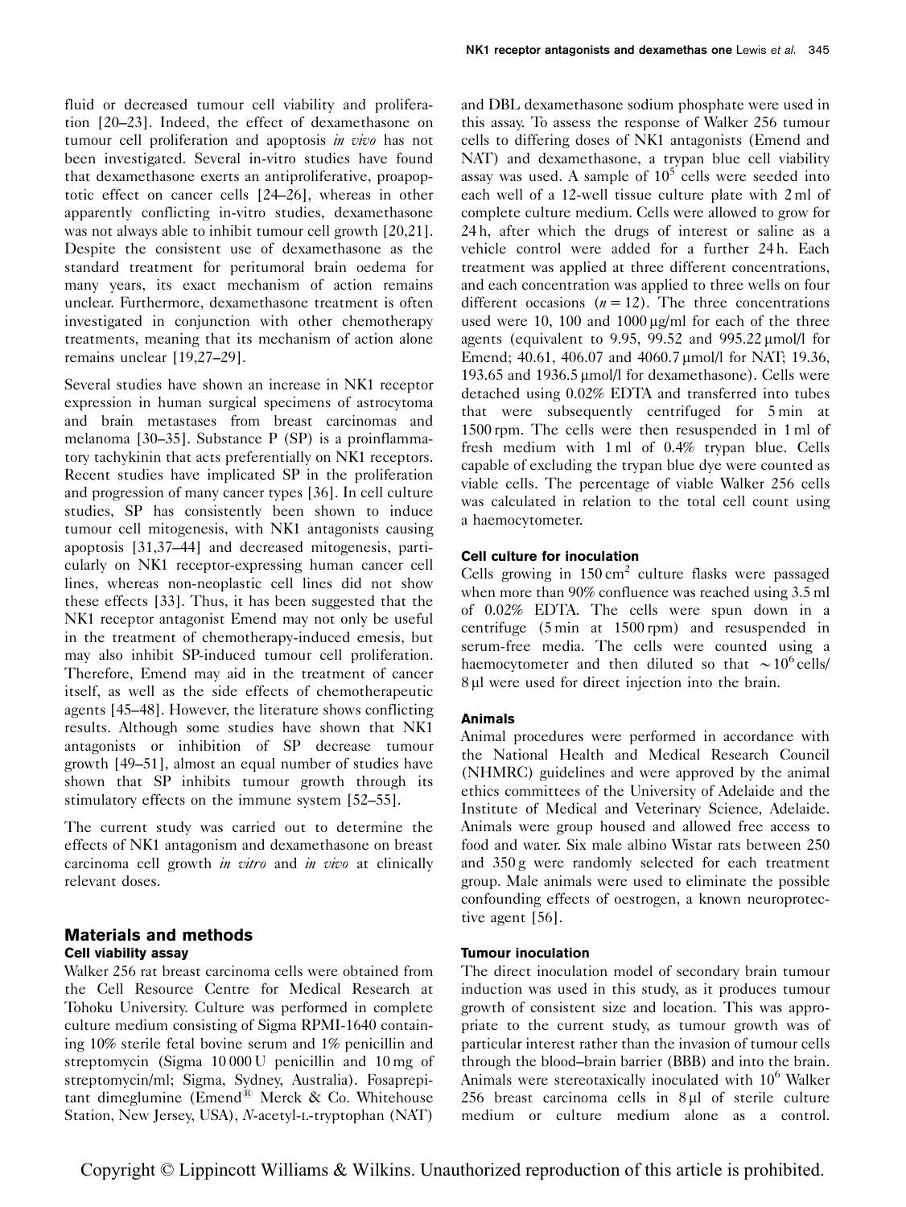fluid or decreased tumour cell viability and proliferation [20–23]. Indeed, the effect of dexamethasone on tumour cell proliferation and apoptosis *in vivo* has not been investigated. Several in-vitro studies have found that dexamethasone exerts an antiproliferative, proapoptotic effect on cancer cells [24–26], whereas in other apparently conflicting in-vitro studies, dexamethasone was not always able to inhibit tumour cell growth [20,21]. Despite the consistent use of dexamethasone as the standard treatment for peritumoral brain oedema for many years, its exact mechanism of action remains unclear. Furthermore, dexamethasone treatment is often investigated in conjunction with other chemotherapy treatments, meaning that its mechanism of action alone remains unclear [19,27–29].

Several studies have shown an increase in NK1 receptor expression in human surgical specimens of astrocytoma and brain metastases from breast carcinomas and melanoma [30–35]. Substance P (SP) is a proinflammatory tachykinin that acts preferentially on NK1 receptors. Recent studies have implicated SP in the proliferation and progression of many cancer types [36]. In cell culture studies, SP has consistently been shown to induce tumour cell mitogenesis, with NK1 antagonists causing apoptosis [31,37–44] and decreased mitogenesis, particularly on NK1 receptor-expressing human cancer cell lines, whereas non-neoplastic cell lines did not show these effects [33]. Thus, it has been suggested that the NK1 receptor antagonist Emend may not only be useful in the treatment of chemotherapy-induced emesis, but may also inhibit SP-induced tumour cell proliferation. Therefore, Emend may aid in the treatment of cancer itself, as well as the side effects of chemotherapeutic agents [45–48]. However, the literature shows conflicting results. Although some studies have shown that NK1 antagonists or inhibition of SP decrease tumour growth [49–51], almost an equal number of studies have shown that SP inhibits tumour growth through its stimulatory effects on the immune system [52–55].

The current study was carried out to determine the effects of NK1 antagonism and dexamethasone on breast carcinoma cell growth *in vitro* and *in vivo* at clinically relevant doses.

## Materials and methods

### Cell viability assay

Walker 256 rat breast carcinoma cells were obtained from the Cell Resource Centre for Medical Research at Tohoku University. Culture was performed in complete culture medium consisting of Sigma RPMI-1640 containing 10% sterile fetal bovine serum and 1% penicillin and streptomycin (Sigma 10 000 U penicillin and 10 mg of streptomycin/ml; Sigma, Sydney, Australia). Fosaprepitant dimeglumine (Emend® Merck & Co. Whitehouse Station, New Jersey, USA), *N*-acetyl-L-tryptophan (NAT) and DBL dexamethasone sodium phosphate were used in this assay. To assess the response of Walker 256 tumour cells to differing doses of NK1 antagonists (Emend and NAT) and dexamethasone, a trypan blue cell viability assay was used. A sample of $10^5$ cells were seeded into each well of a 12-well tissue culture plate with 2 ml of complete culture medium. Cells were allowed to grow for 24 h, after which the drugs of interest or saline as a vehicle control were added for a further 24 h. Each treatment was applied at three different concentrations, and each concentration was applied to three wells on four different occasions ($n = 12$). The three concentrations used were 10, 100 and 1000 μg/ml for each of the three agents (equivalent to 9.95, 99.52 and 995.22 μmol/l for Emend; 40.61, 406.07 and 4060.7 μmol/l for NAT; 19.36, 193.65 and 1936.5 μmol/l for dexamethasone). Cells were detached using 0.02% EDTA and transferred into tubes that were subsequently centrifuged for 5 min at 1500 rpm. The cells were then resuspended in 1 ml of fresh medium with 1 ml of 0.4% trypan blue. Cells capable of excluding the trypan blue dye were counted as viable cells. The percentage of viable Walker 256 cells was calculated in relation to the total cell count using a haemocytometer.

### Cell culture for inoculation

Cells growing in 150 $cm^2$ culture flasks were passaged when more than 90% confluence was reached using 3.5 ml of 0.02% EDTA. The cells were spun down in a centrifuge (5 min at 1500 rpm) and resuspended in serum-free media. The cells were counted using a haemocytometer and then diluted so that $\sim 10^6$ cells/8 μl were used for direct injection into the brain.

### Animals

Animal procedures were performed in accordance with the National Health and Medical Research Council (NHMRC) guidelines and were approved by the animal ethics committees of the University of Adelaide and the Institute of Medical and Veterinary Science, Adelaide. Animals were group housed and allowed free access to food and water. Six male albino Wistar rats between 250 and 350 g were randomly selected for each treatment group. Male animals were used to eliminate the possible confounding effects of oestrogen, a known neuroprotective agent [56].

### Tumour inoculation

The direct inoculation model of secondary brain tumour induction was used in this study, as it produces tumour growth of consistent size and location. This was appropriate to the current study, as tumour growth was of particular interest rather than the invasion of tumour cells through the blood–brain barrier (BBB) and into the brain. Animals were stereotaxically inoculated with $10^6$ Walker 256 breast carcinoma cells in 8 μl of sterile culture medium or culture medium alone as a control.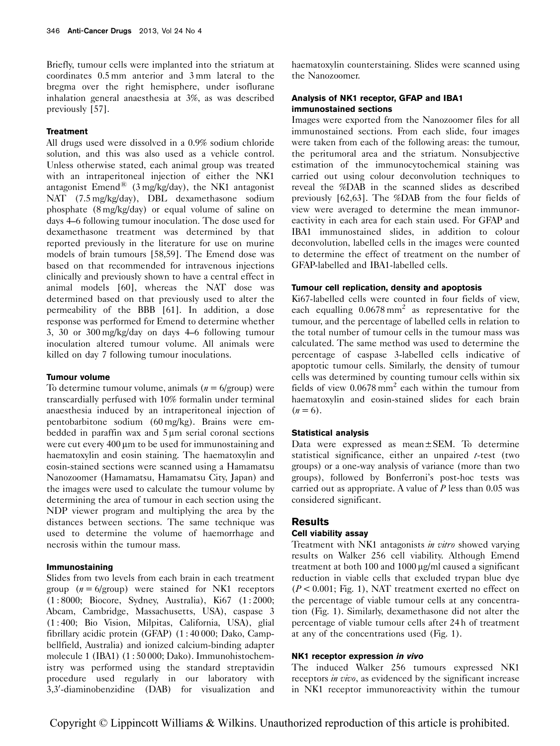Briefly, tumour cells were implanted into the striatum at coordinates 0.5 mm anterior and 3 mm lateral to the bregma over the right hemisphere, under isoflurane inhalation general anaesthesia at 3%, as was described previously [57].

### Treatment

All drugs used were dissolved in a 0.9% sodium chloride solution, and this was also used as a vehicle control. Unless otherwise stated, each animal group was treated with an intraperitoneal injection of either the NK1 antagonist Emend® (3 mg/kg/day), the NK1 antagonist NAT (7.5 mg/kg/day), DBL dexamethasone sodium phosphate (8 mg/kg/day) or equal volume of saline on days 4–6 following tumour inoculation. The dose used for dexamethasone treatment was determined by that reported previously in the literature for use on murine models of brain tumours [58,59]. The Emend dose was based on that recommended for intravenous injections clinically and previously shown to have a central effect in animal models [60], whereas the NAT dose was determined based on that previously used to alter the permeability of the BBB [61]. In addition, a dose response was performed for Emend to determine whether 3, 30 or 300 mg/kg/day on days 4–6 following tumour inoculation altered tumour volume. All animals were killed on day 7 following tumour inoculations.

### Tumour volume

To determine tumour volume, animals ($n = 6$/group) were transcardially perfused with 10% formalin under terminal anaesthesia induced by an intraperitoneal injection of pentobarbitone sodium (60 mg/kg). Brains were embedded in paraffin wax and 5 μm serial coronal sections were cut every 400 μm to be used for immunostaining and haematoxylin and eosin staining. The haematoxylin and eosin-stained sections were scanned using a Hamamatsu Nanozoomer (Hamamatsu, Hamamatsu City, Japan) and the images were used to calculate the tumour volume by determining the area of tumour in each section using the NDP viewer program and multiplying the area by the distances between sections. The same technique was used to determine the volume of haemorrhage and necrosis within the tumour mass.

### Immunostaining

Slides from two levels from each brain in each treatment group ($n = 6$/group) were stained for NK1 receptors (1 : 8000; Biocore, Sydney, Australia), Ki67 (1 : 2000; Abcam, Cambridge, Massachusetts, USA), caspase 3 (1 : 400; Bio Vision, Milpitas, California, USA), glial fibrillary acidic protein (GFAP) (1 : 40 000; Dako, Campbellfield, Australia) and ionized calcium-binding adapter molecule 1 (IBA1) (1 : 50 000; Dako). Immunohistochemistry was performed using the standard streptavidin procedure used regularly in our laboratory with 3,3′-diaminobenzidine (DAB) for visualization and haematoxylin counterstaining. Slides were scanned using the Nanozoomer.

### Analysis of NK1 receptor, GFAP and IBA1 immunostained sections

Images were exported from the Nanozoomer files for all immunostained sections. From each slide, four images were taken from each of the following areas: the tumour, the peritumoral area and the striatum. Nonsubjective estimation of the immunocytochemical staining was carried out using colour deconvolution techniques to reveal the %DAB in the scanned slides as described previously [62,63]. The %DAB from the four fields of view were averaged to determine the mean immunoreactivity in each area for each stain used. For GFAP and IBA1 immunostained slides, in addition to colour deconvolution, labelled cells in the images were counted to determine the effect of treatment on the number of GFAP-labelled and IBA1-labelled cells.

### Tumour cell replication, density and apoptosis

Ki67-labelled cells were counted in four fields of view, each equalling 0.0678 $mm^2$ as representative for the tumour, and the percentage of labelled cells in relation to the total number of tumour cells in the tumour mass was calculated. The same method was used to determine the percentage of caspase 3-labelled cells indicative of apoptotic tumour cells. Similarly, the density of tumour cells was determined by counting tumour cells within six fields of view 0.0678 $mm^2$ each within the tumour from haematoxylin and eosin-stained slides for each brain ($n = 6$).

### Statistical analysis

Data were expressed as mean ± SEM. To determine statistical significance, either an unpaired $t$-test (two groups) or a one-way analysis of variance (more than two groups), followed by Bonferroni's post-hoc tests was carried out as appropriate. A value of $P$ less than 0.05 was considered significant.

## Results

### Cell viability assay

Treatment with NK1 antagonists *in vitro* showed varying results on Walker 256 cell viability. Although Emend treatment at both 100 and 1000 μg/ml caused a significant reduction in viable cells that excluded trypan blue dye ($P < 0.001$; Fig. 1), NAT treatment exerted no effect on the percentage of viable tumour cells at any concentration (Fig. 1). Similarly, dexamethasone did not alter the percentage of viable tumour cells after 24 h of treatment at any of the concentrations used (Fig. 1).

### NK1 receptor expression *in vivo*

The induced Walker 256 tumours expressed NK1 receptors *in vivo*, as evidenced by the significant increase in NK1 receptor immunoreactivity within the tumour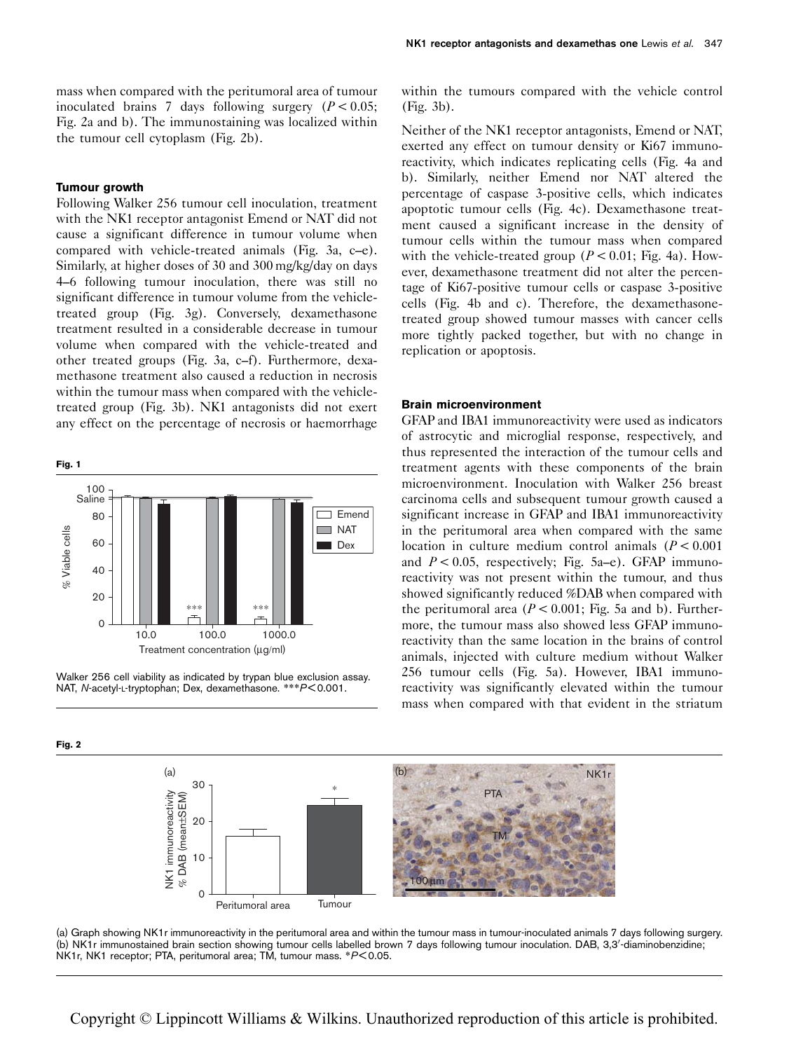mass when compared with the peritumoral area of tumour inoculated brains 7 days following surgery ($P<0.05$; Fig. 2a and b). The immunostaining was localized within the tumour cell cytoplasm (Fig. 2b).

### Tumour growth

Following Walker 256 tumour cell inoculation, treatment with the NK1 receptor antagonist Emend or NAT did not cause a significant difference in tumour volume when compared with vehicle-treated animals (Fig. 3a, c–e). Similarly, at higher doses of 30 and 300 mg/kg/day on days 4–6 following tumour inoculation, there was still no significant difference in tumour volume from the vehicle-treated group (Fig. 3g). Conversely, dexamethasone treatment resulted in a considerable decrease in tumour volume when compared with the vehicle-treated and other treated groups (Fig. 3a, c–f). Furthermore, dexamethasone treatment also caused a reduction in necrosis within the tumour mass when compared with the vehicle-treated group (Fig. 3b). NK1 antagonists did not exert any effect on the percentage of necrosis or haemorrhage within the tumours compared with the vehicle control (Fig. 3b).

Neither of the NK1 receptor antagonists, Emend or NAT, exerted any effect on tumour density or Ki67 immunoreactivity, which indicates replicating cells (Fig. 4a and b). Similarly, neither Emend nor NAT altered the percentage of caspase 3-positive cells, which indicates apoptotic tumour cells (Fig. 4c). Dexamethasone treatment caused a significant increase in the density of tumour cells within the tumour mass when compared with the vehicle-treated group ($P<0.01$; Fig. 4a). However, dexamethasone treatment did not alter the percentage of Ki67-positive tumour cells or caspase 3-positive cells (Fig. 4b and c). Therefore, the dexamethasone-treated group showed tumour masses with cancer cells more tightly packed together, but with no change in replication or apoptosis.

### Brain microenvironment

GFAP and IBA1 immunoreactivity were used as indicators of astrocytic and microglial response, respectively, and thus represented the interaction of the tumour cells and treatment agents with these components of the brain microenvironment. Inoculation with Walker 256 breast carcinoma cells and subsequent tumour growth caused a significant increase in GFAP and IBA1 immunoreactivity in the peritumoral area when compared with the same location in culture medium control animals ($P<0.001$ and $P<0.05$, respectively; Fig. 5a–e). GFAP immunoreactivity was not present within the tumour, and thus showed significantly reduced %DAB when compared with the peritumoral area ($P<0.001$; Fig. 5a and b). Furthermore, the tumour mass also showed less GFAP immunoreactivity than the same location in the brains of control animals, injected with culture medium without Walker 256 tumour cells (Fig. 5a). However, IBA1 immunoreactivity was significantly elevated within the tumour mass when compared with that evident in the striatum

**Fig. 1**

Walker 256 cell viability as indicated by trypan blue exclusion assay. NAT, *N*-acetyl-L-tryptophan; Dex, dexamethasone. ***$P<0.001$.

**Fig. 2**

(a) Graph showing NK1r immunoreactivity in the peritumoral area and within the tumour mass in tumour-inoculated animals 7 days following surgery. (b) NK1r immunostained brain section showing tumour cells labelled brown 7 days following tumour inoculation. DAB, 3,3′-diaminobenzidine; NK1r, NK1 receptor; PTA, peritumoral area; TM, tumour mass. *$P<0.05$.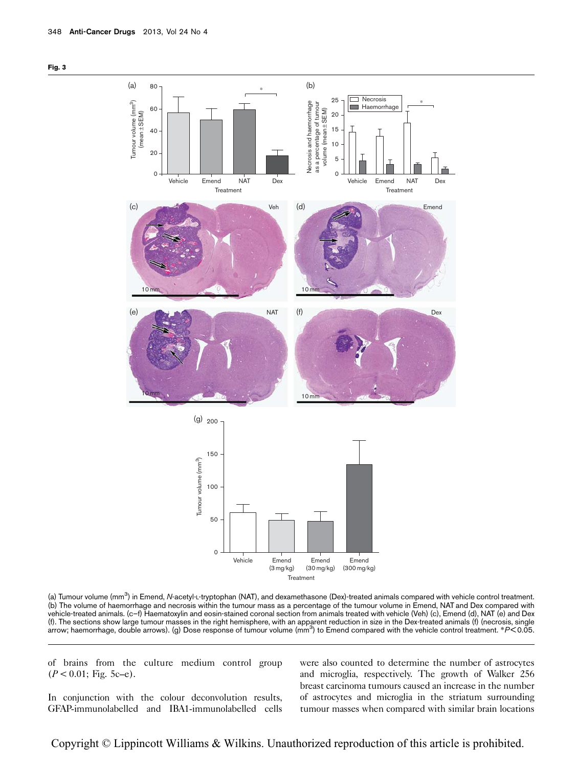**Fig. 3**

(a) Tumour volume ($mm^3$) in Emend, *N*-acetyl-L-tryptophan (NAT), and dexamethasone (Dex)-treated animals compared with vehicle control treatment. (b) The volume of haemorrhage and necrosis within the tumour mass as a percentage of the tumour volume in Emend, NAT and Dex compared with vehicle-treated animals. (c–f) Haematoxylin and eosin-stained coronal section from animals treated with vehicle (Veh) (c), Emend (d), NAT (e) and Dex (f). The sections show large tumour masses in the right hemisphere, with an apparent reduction in size in the Dex-treated animals (f) (necrosis, single arrow; haemorrhage, double arrows). (g) Dose response of tumour volume ($mm^3$) to Emend compared with the vehicle control treatment. *$P < 0.05$.

of brains from the culture medium control group ($P < 0.01$; Fig. 5c–e).

In conjunction with the colour deconvolution results, GFAP-immunolabelled and IBA1-immunolabelled cells were also counted to determine the number of astrocytes and microglia, respectively. The growth of Walker 256 breast carcinoma tumours caused an increase in the number of astrocytes and microglia in the striatum surrounding tumour masses when compared with similar brain locations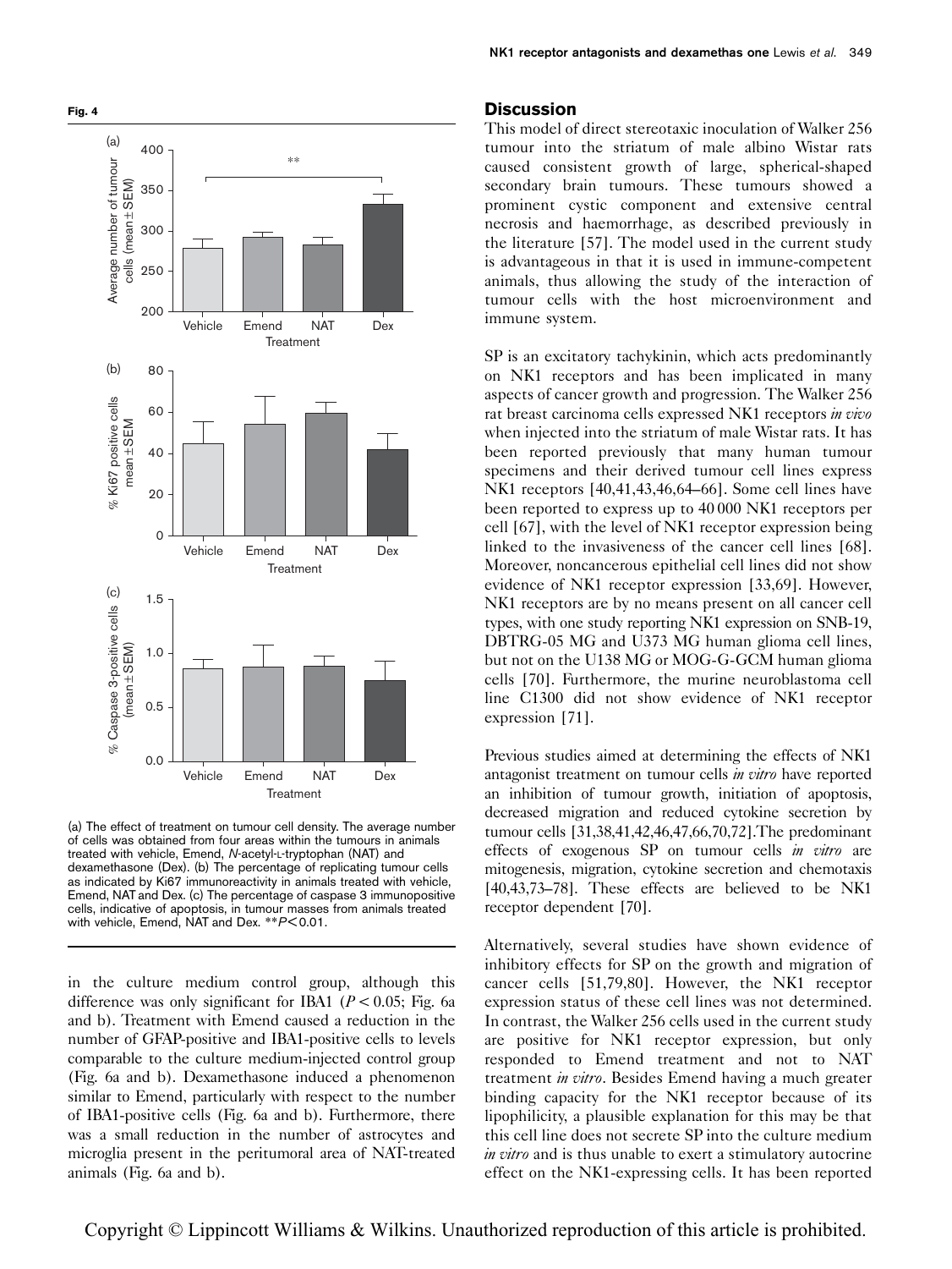**Fig. 4**

(a) The effect of treatment on tumour cell density. The average number of cells was obtained from four areas within the tumours in animals treated with vehicle, Emend, *N*-acetyl-L-tryptophan (NAT) and dexamethasone (Dex). (b) The percentage of replicating tumour cells as indicated by Ki67 immunoreactivity in animals treated with vehicle, Emend, NAT and Dex. (c) The percentage of caspase 3 immunopositive cells, indicative of apoptosis, in tumour masses from animals treated with vehicle, Emend, NAT and Dex. ** $P<0.01$.

in the culture medium control group, although this difference was only significant for IBA1 ($P<0.05$; Fig. 6a and b). Treatment with Emend caused a reduction in the number of GFAP-positive and IBA1-positive cells to levels comparable to the culture medium-injected control group (Fig. 6a and b). Dexamethasone induced a phenomenon similar to Emend, particularly with respect to the number of IBA1-positive cells (Fig. 6a and b). Furthermore, there was a small reduction in the number of astrocytes and microglia present in the peritumoral area of NAT-treated animals (Fig. 6a and b).

## Discussion

This model of direct stereotaxic inoculation of Walker 256 tumour into the striatum of male albino Wistar rats caused consistent growth of large, spherical-shaped secondary brain tumours. These tumours showed a prominent cystic component and extensive central necrosis and haemorrhage, as described previously in the literature [57]. The model used in the current study is advantageous in that it is used in immune-competent animals, thus allowing the study of the interaction of tumour cells with the host microenvironment and immune system.

SP is an excitatory tachykinin, which acts predominantly on NK1 receptors and has been implicated in many aspects of cancer growth and progression. The Walker 256 rat breast carcinoma cells expressed NK1 receptors *in vivo* when injected into the striatum of male Wistar rats. It has been reported previously that many human tumour specimens and their derived tumour cell lines express NK1 receptors [40,41,43,46,64–66]. Some cell lines have been reported to express up to 40 000 NK1 receptors per cell [67], with the level of NK1 receptor expression being linked to the invasiveness of the cancer cell lines [68]. Moreover, noncancerous epithelial cell lines did not show evidence of NK1 receptor expression [33,69]. However, NK1 receptors are by no means present on all cancer cell types, with one study reporting NK1 expression on SNB-19, DBTRG-05 MG and U373 MG human glioma cell lines, but not on the U138 MG or MOG-G-GCM human glioma cells [70]. Furthermore, the murine neuroblastoma cell line C1300 did not show evidence of NK1 receptor expression [71].

Previous studies aimed at determining the effects of NK1 antagonist treatment on tumour cells *in vitro* have reported an inhibition of tumour growth, initiation of apoptosis, decreased migration and reduced cytokine secretion by tumour cells [31,38,41,42,46,47,66,70,72].The predominant effects of exogenous SP on tumour cells *in vitro* are mitogenesis, migration, cytokine secretion and chemotaxis [40,43,73–78]. These effects are believed to be NK1 receptor dependent [70].

Alternatively, several studies have shown evidence of inhibitory effects for SP on the growth and migration of cancer cells [51,79,80]. However, the NK1 receptor expression status of these cell lines was not determined. In contrast, the Walker 256 cells used in the current study are positive for NK1 receptor expression, but only responded to Emend treatment and not to NAT treatment *in vitro*. Besides Emend having a much greater binding capacity for the NK1 receptor because of its lipophilicity, a plausible explanation for this may be that this cell line does not secrete SP into the culture medium *in vitro* and is thus unable to exert a stimulatory autocrine effect on the NK1-expressing cells. It has been reported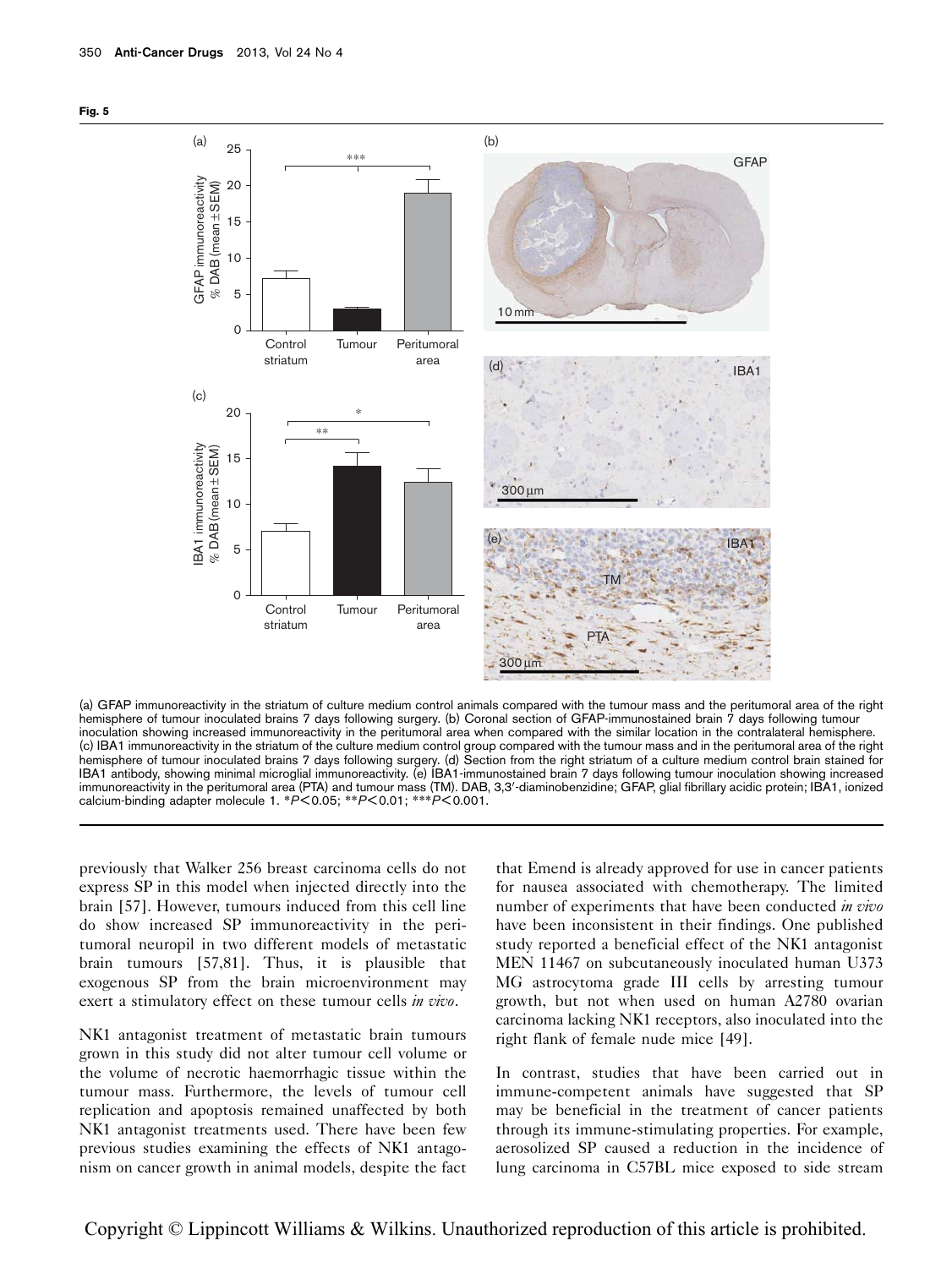**Fig. 5**

(a) GFAP immunoreactivity in the striatum of culture medium control animals compared with the tumour mass and the peritumoral area of the right hemisphere of tumour inoculated brains 7 days following surgery. (b) Coronal section of GFAP-immunostained brain 7 days following tumour inoculation showing increased immunoreactivity in the peritumoral area when compared with the similar location in the contralateral hemisphere. (c) IBA1 immunoreactivity in the striatum of the culture medium control group compared with the tumour mass and in the peritumoral area of the right hemisphere of tumour inoculated brains 7 days following surgery. (d) Section from the right striatum of a culture medium control brain stained for IBA1 antibody, showing minimal microglial immunoreactivity. (e) IBA1-immunostained brain 7 days following tumour inoculation showing increased immunoreactivity in the peritumoral area (PTA) and tumour mass (TM). DAB, 3,3′-diaminobenzidine; GFAP, glial fibrillary acidic protein; IBA1, ionized calcium-binding adapter molecule 1. *$P<0.05$; **$P<0.01$; ***$P<0.001$.

previously that Walker 256 breast carcinoma cells do not express SP in this model when injected directly into the brain [57]. However, tumours induced from this cell line do show increased SP immunoreactivity in the peritumoral neuropil in two different models of metastatic brain tumours [57,81]. Thus, it is plausible that exogenous SP from the brain microenvironment may exert a stimulatory effect on these tumour cells *in vivo*.

NK1 antagonist treatment of metastatic brain tumours grown in this study did not alter tumour cell volume or the volume of necrotic haemorrhagic tissue within the tumour mass. Furthermore, the levels of tumour cell replication and apoptosis remained unaffected by both NK1 antagonist treatments used. There have been few previous studies examining the effects of NK1 antagonism on cancer growth in animal models, despite the fact that Emend is already approved for use in cancer patients for nausea associated with chemotherapy. The limited number of experiments that have been conducted *in vivo* have been inconsistent in their findings. One published study reported a beneficial effect of the NK1 antagonist MEN 11467 on subcutaneously inoculated human U373 MG astrocytoma grade III cells by arresting tumour growth, but not when used on human A2780 ovarian carcinoma lacking NK1 receptors, also inoculated into the right flank of female nude mice [49].

In contrast, studies that have been carried out in immune-competent animals have suggested that SP may be beneficial in the treatment of cancer patients through its immune-stimulating properties. For example, aerosolized SP caused a reduction in the incidence of lung carcinoma in C57BL mice exposed to side stream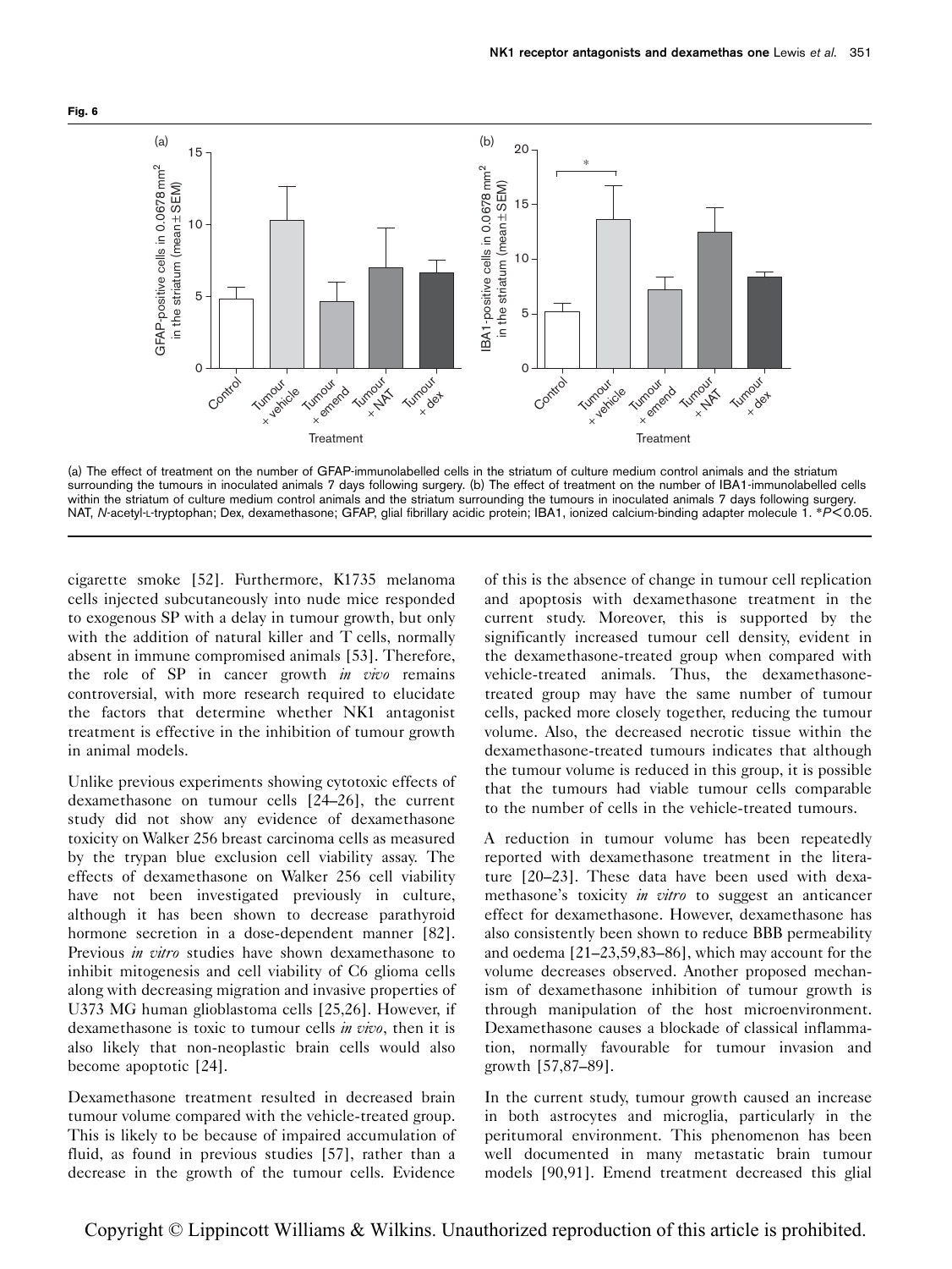**Fig. 6**

(a) The effect of treatment on the number of GFAP-immunolabelled cells in the striatum of culture medium control animals and the striatum surrounding the tumours in inoculated animals 7 days following surgery. (b) The effect of treatment on the number of IBA1-immunolabelled cells within the striatum of culture medium control animals and the striatum surrounding the tumours in inoculated animals 7 days following surgery. NAT, *N*-acetyl-L-tryptophan; Dex, dexamethasone; GFAP, glial fibrillary acidic protein; IBA1, ionized calcium-binding adapter molecule 1. *$P < 0.05$.

cigarette smoke [52]. Furthermore, K1735 melanoma cells injected subcutaneously into nude mice responded to exogenous SP with a delay in tumour growth, but only with the addition of natural killer and T cells, normally absent in immune compromised animals [53]. Therefore, the role of SP in cancer growth *in vivo* remains controversial, with more research required to elucidate the factors that determine whether NK1 antagonist treatment is effective in the inhibition of tumour growth in animal models.

Unlike previous experiments showing cytotoxic effects of dexamethasone on tumour cells [24–26], the current study did not show any evidence of dexamethasone toxicity on Walker 256 breast carcinoma cells as measured by the trypan blue exclusion cell viability assay. The effects of dexamethasone on Walker 256 cell viability have not been investigated previously in culture, although it has been shown to decrease parathyroid hormone secretion in a dose-dependent manner [82]. Previous *in vitro* studies have shown dexamethasone to inhibit mitogenesis and cell viability of C6 glioma cells along with decreasing migration and invasive properties of U373 MG human glioblastoma cells [25,26]. However, if dexamethasone is toxic to tumour cells *in vivo*, then it is also likely that non-neoplastic brain cells would also become apoptotic [24].

Dexamethasone treatment resulted in decreased brain tumour volume compared with the vehicle-treated group. This is likely to be because of impaired accumulation of fluid, as found in previous studies [57], rather than a decrease in the growth of the tumour cells. Evidence of this is the absence of change in tumour cell replication and apoptosis with dexamethasone treatment in the current study. Moreover, this is supported by the significantly increased tumour cell density, evident in the dexamethasone-treated group when compared with vehicle-treated animals. Thus, the dexamethasone-treated group may have the same number of tumour cells, packed more closely together, reducing the tumour volume. Also, the decreased necrotic tissue within the dexamethasone-treated tumours indicates that although the tumour volume is reduced in this group, it is possible that the tumours had viable tumour cells comparable to the number of cells in the vehicle-treated tumours.

A reduction in tumour volume has been repeatedly reported with dexamethasone treatment in the literature [20–23]. These data have been used with dexamethasone's toxicity *in vitro* to suggest an anticancer effect for dexamethasone. However, dexamethasone has also consistently been shown to reduce BBB permeability and oedema [21–23,59,83–86], which may account for the volume decreases observed. Another proposed mechanism of dexamethasone inhibition of tumour growth is through manipulation of the host microenvironment. Dexamethasone causes a blockade of classical inflammation, normally favourable for tumour invasion and growth [57,87–89].

In the current study, tumour growth caused an increase in both astrocytes and microglia, particularly in the peritumoral environment. This phenomenon has been well documented in many metastatic brain tumour models [90,91]. Emend treatment decreased this glial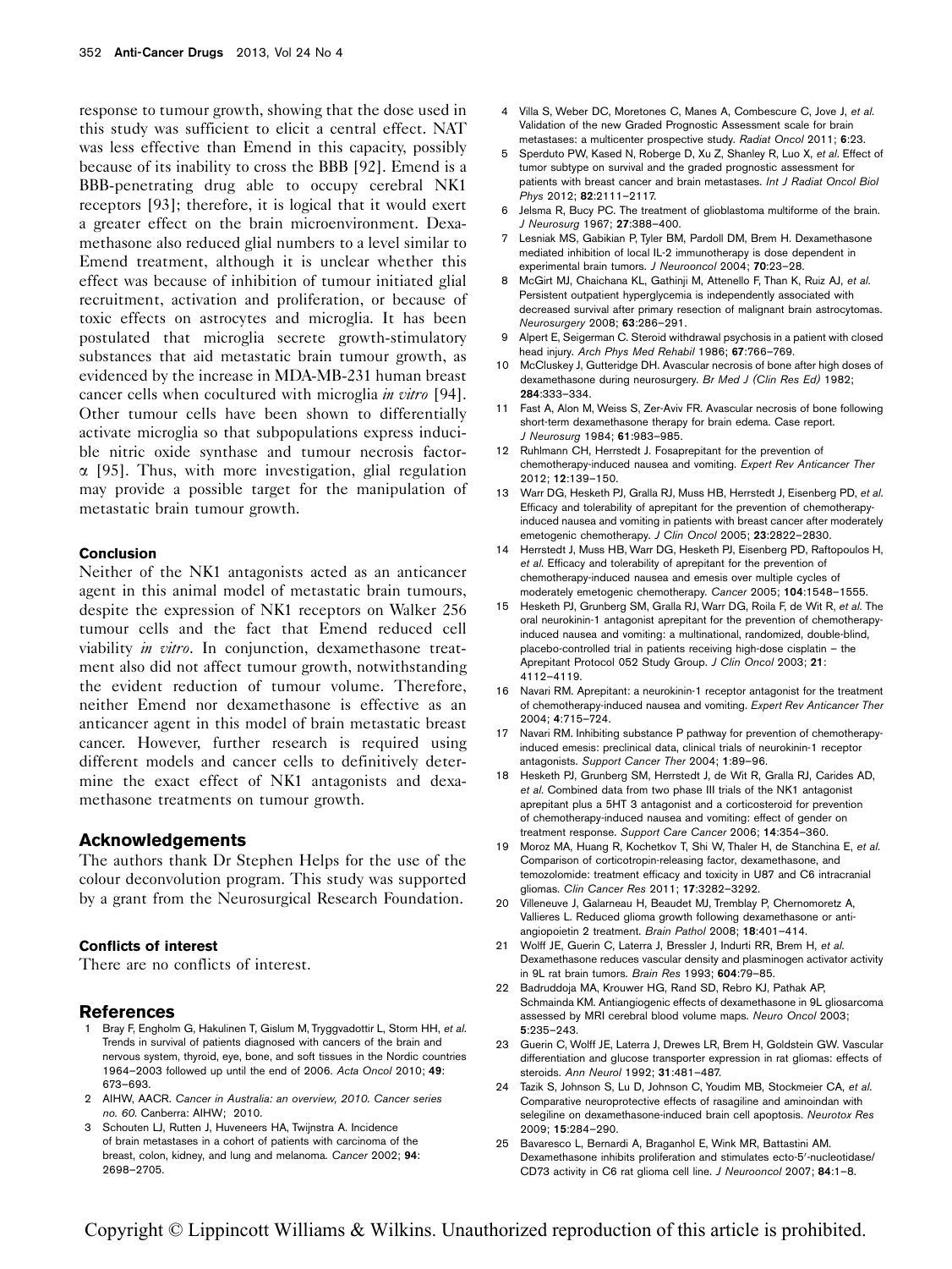response to tumour growth, showing that the dose used in this study was sufficient to elicit a central effect. NAT was less effective than Emend in this capacity, possibly because of its inability to cross the BBB [92]. Emend is a BBB-penetrating drug able to occupy cerebral NK1 receptors [93]; therefore, it is logical that it would exert a greater effect on the brain microenvironment. Dexamethasone also reduced glial numbers to a level similar to Emend treatment, although it is unclear whether this effect was because of inhibition of tumour initiated glial recruitment, activation and proliferation, or because of toxic effects on astrocytes and microglia. It has been postulated that microglia secrete growth-stimulatory substances that aid metastatic brain tumour growth, as evidenced by the increase in MDA-MB-231 human breast cancer cells when cocultured with microglia *in vitro* [94]. Other tumour cells have been shown to differentially activate microglia so that subpopulations express inducible nitric oxide synthase and tumour necrosis factor-α [95]. Thus, with more investigation, glial regulation may provide a possible target for the manipulation of metastatic brain tumour growth.

### Conclusion

Neither of the NK1 antagonists acted as an anticancer agent in this animal model of metastatic brain tumours, despite the expression of NK1 receptors on Walker 256 tumour cells and the fact that Emend reduced cell viability *in vitro*. In conjunction, dexamethasone treatment also did not affect tumour growth, notwithstanding the evident reduction of tumour volume. Therefore, neither Emend nor dexamethasone is effective as an anticancer agent in this model of brain metastatic breast cancer. However, further research is required using different models and cancer cells to definitively determine the exact effect of NK1 antagonists and dexamethasone treatments on tumour growth.

## Acknowledgements

The authors thank Dr Stephen Helps for the use of the colour deconvolution program. This study was supported by a grant from the Neurosurgical Research Foundation.

### Conflicts of interest

There are no conflicts of interest.

## References

1. Bray F, Engholm G, Hakulinen T, Gislum M, Tryggvadottir L, Storm HH, *et al.* Trends in survival of patients diagnosed with cancers of the brain and nervous system, thyroid, eye, bone, and soft tissues in the Nordic countries 1964–2003 followed up until the end of 2006. *Acta Oncol* 2010; **49**: 673–693.
2. AIHW, AACR. *Cancer in Australia: an overview, 2010. Cancer series no. 60.* Canberra: AIHW; 2010.
3. Schouten LJ, Rutten J, Huveneers HA, Twijnstra A. Incidence of brain metastases in a cohort of patients with carcinoma of the breast, colon, kidney, and lung and melanoma. *Cancer* 2002; **94**: 2698–2705.
4. Villa S, Weber DC, Moretones C, Manes A, Combescure C, Jove J, *et al.* Validation of the new Graded Prognostic Assessment scale for brain metastases: a multicenter prospective study. *Radiat Oncol* 2011; **6**:23.
5. Sperduto PW, Kased N, Roberge D, Xu Z, Shanley R, Luo X, *et al.* Effect of tumor subtype on survival and the graded prognostic assessment for patients with breast cancer and brain metastases. *Int J Radiat Oncol Biol Phys* 2012; **82**:2111–2117.
6. Jelsma R, Bucy PC. The treatment of glioblastoma multiforme of the brain. *J Neurosurg* 1967; **27**:388–400.
7. Lesniak MS, Gabikian P, Tyler BM, Pardoll DM, Brem H. Dexamethasone mediated inhibition of local IL-2 immunotherapy is dose dependent in experimental brain tumors. *J Neurooncol* 2004; **70**:23–28.
8. McGirt MJ, Chaichana KL, Gathinji M, Attenello F, Than K, Ruiz AJ, *et al.* Persistent outpatient hyperglycemia is independently associated with decreased survival after primary resection of malignant brain astrocytomas. *Neurosurgery* 2008; **63**:286–291.
9. Alpert E, Seigerman C. Steroid withdrawal psychosis in a patient with closed head injury. *Arch Phys Med Rehabil* 1986; **67**:766–769.
10. McCluskey J, Gutteridge DH. Avascular necrosis of bone after high doses of dexamethasone during neurosurgery. *Br Med J (Clin Res Ed)* 1982; **284**:333–334.
11. Fast A, Alon M, Weiss S, Zer-Aviv FR. Avascular necrosis of bone following short-term dexamethasone therapy for brain edema. Case report. *J Neurosurg* 1984; **61**:983–985.
12. Ruhlmann CH, Herrstedt J. Fosaprepitant for the prevention of chemotherapy-induced nausea and vomiting. *Expert Rev Anticancer Ther* 2012; **12**:139–150.
13. Warr DG, Hesketh PJ, Gralla RJ, Muss HB, Herrstedt J, Eisenberg PD, *et al.* Efficacy and tolerability of aprepitant for the prevention of chemotherapy-induced nausea and vomiting in patients with breast cancer after moderately emetogenic chemotherapy. *J Clin Oncol* 2005; **23**:2822–2830.
14. Herrstedt J, Muss HB, Warr DG, Hesketh PJ, Eisenberg PD, Raftopoulos H, *et al.* Efficacy and tolerability of aprepitant for the prevention of chemotherapy-induced nausea and emesis over multiple cycles of moderately emetogenic chemotherapy. *Cancer* 2005; **104**:1548–1555.
15. Hesketh PJ, Grunberg SM, Gralla RJ, Warr DG, Roila F, de Wit R, *et al.* The oral neurokinin-1 antagonist aprepitant for the prevention of chemotherapy-induced nausea and vomiting: a multinational, randomized, double-blind, placebo-controlled trial in patients receiving high-dose cisplatin – the Aprepitant Protocol 052 Study Group. *J Clin Oncol* 2003; **21**: 4112–4119.
16. Navari RM. Aprepitant: a neurokinin-1 receptor antagonist for the treatment of chemotherapy-induced nausea and vomiting. *Expert Rev Anticancer Ther* 2004; **4**:715–724.
17. Navari RM. Inhibiting substance P pathway for prevention of chemotherapy-induced emesis: preclinical data, clinical trials of neurokinin-1 receptor antagonists. *Support Cancer Ther* 2004; **1**:89–96.
18. Hesketh PJ, Grunberg SM, Herrstedt J, de Wit R, Gralla RJ, Carides AD, *et al.* Combined data from two phase III trials of the NK1 antagonist aprepitant plus a 5HT 3 antagonist and a corticosteroid for prevention of chemotherapy-induced nausea and vomiting: effect of gender on treatment response. *Support Care Cancer* 2006; **14**:354–360.
19. Moroz MA, Huang R, Kochetkov T, Shi W, Thaler H, de Stanchina E, *et al.* Comparison of corticotropin-releasing factor, dexamethasone, and temozolomide: treatment efficacy and toxicity in U87 and C6 intracranial gliomas. *Clin Cancer Res* 2011; **17**:3282–3292.
20. Villeneuve J, Galarneau H, Beaudet MJ, Tremblay P, Chernomoretz A, Vallieres L. Reduced glioma growth following dexamethasone or anti-angiopoietin 2 treatment. *Brain Pathol* 2008; **18**:401–414.
21. Wolff JE, Guerin C, Laterra J, Bressler J, Indurti RR, Brem H, *et al.* Dexamethasone reduces vascular density and plasminogen activator activity in 9L rat brain tumors. *Brain Res* 1993; **604**:79–85.
22. Badruddoja MA, Krouwer HG, Rand SD, Rebro KJ, Pathak AP, Schmainda KM. Antiangiogenic effects of dexamethasone in 9L gliosarcoma assessed by MRI cerebral blood volume maps. *Neuro Oncol* 2003; **5**:235–243.
23. Guerin C, Wolff JE, Laterra J, Drewes LR, Brem H, Goldstein GW. Vascular differentiation and glucose transporter expression in rat gliomas: effects of steroids. *Ann Neurol* 1992; **31**:481–487.
24. Tazik S, Johnson S, Lu D, Johnson C, Youdim MB, Stockmeier CA, *et al.* Comparative neuroprotective effects of rasagiline and aminoindan with selegiline on dexamethasone-induced brain cell apoptosis. *Neurotox Res* 2009; **15**:284–290.
25. Bavaresco L, Bernardi A, Braganhol E, Wink MR, Battastini AM. Dexamethasone inhibits proliferation and stimulates ecto-5′-nucleotidase/CD73 activity in C6 rat glioma cell line. *J Neurooncol* 2007; **84**:1–8.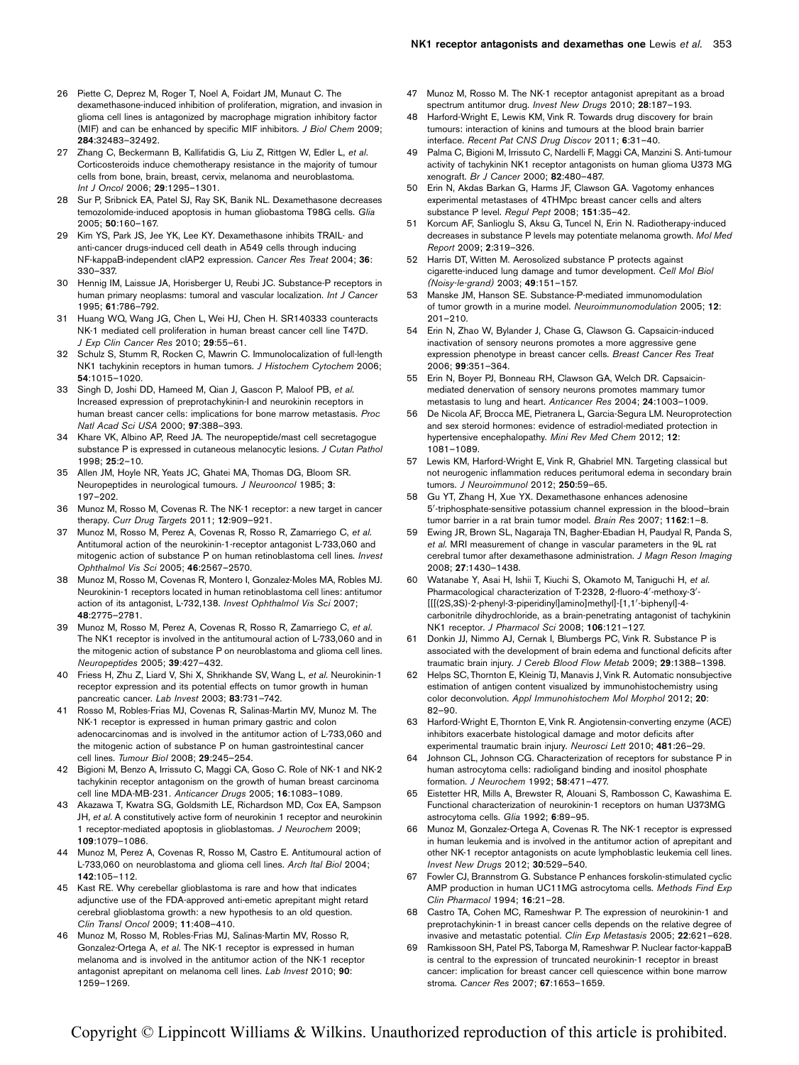26 Piette C, Deprez M, Roger T, Noel A, Foidart JM, Munaut C. The dexamethasone-induced inhibition of proliferation, migration, and invasion in glioma cell lines is antagonized by macrophage migration inhibitory factor (MIF) and can be enhanced by specific MIF inhibitors. *J Biol Chem* 2009; **284**:32483–32492.

27 Zhang C, Beckermann B, Kallifatidis G, Liu Z, Rittgen W, Edler L, *et al*. Corticosteroids induce chemotherapy resistance in the majority of tumour cells from bone, brain, breast, cervix, melanoma and neuroblastoma. *Int J Oncol* 2006; **29**:1295–1301.

28 Sur P, Sribnick EA, Patel SJ, Ray SK, Banik NL. Dexamethasone decreases temozolomide-induced apoptosis in human gliobastoma T98G cells. *Glia* 2005; **50**:160–167.

29 Kim YS, Park JS, Jee YK, Lee KY. Dexamethasone inhibits TRAIL- and anti-cancer drugs-induced cell death in A549 cells through inducing NF-kappaB-independent cIAP2 expression. *Cancer Res Treat* 2004; **36**: 330–337.

30 Hennig IM, Laissue JA, Horisberger U, Reubi JC. Substance-P receptors in human primary neoplasms: tumoral and vascular localization. *Int J Cancer* 1995; **61**:786–792.

31 Huang WQ, Wang JG, Chen L, Wei HJ, Chen H. SR140333 counteracts NK-1 mediated cell proliferation in human breast cancer cell line T47D. *J Exp Clin Cancer Res* 2010; **29**:55–61.

32 Schulz S, Stumm R, Rocken C, Mawrin C. Immunolocalization of full-length NK1 tachykinin receptors in human tumors. *J Histochem Cytochem* 2006; **54**:1015–1020.

33 Singh D, Joshi DD, Hameed M, Qian J, Gascon P, Maloof PB, *et al*. Increased expression of preprotachykinin-I and neurokinin receptors in human breast cancer cells: implications for bone marrow metastasis. *Proc Natl Acad Sci USA* 2000; **97**:388–393.

34 Khare VK, Albino AP, Reed JA. The neuropeptide/mast cell secretagogue substance P is expressed in cutaneous melanocytic lesions. *J Cutan Pathol* 1998; **25**:2–10.

35 Allen JM, Hoyle NR, Yeats JC, Ghatei MA, Thomas DG, Bloom SR. Neuropeptides in neurological tumours. *J Neurooncol* 1985; **3**: 197–202.

36 Munoz M, Rosso M, Covenas R. The NK-1 receptor: a new target in cancer therapy. *Curr Drug Targets* 2011; **12**:909–921.

37 Munoz M, Rosso M, Perez A, Covenas R, Rosso R, Zamarriego C, *et al*. Antitumoral action of the neurokinin-1-receptor antagonist L-733,060 and mitogenic action of substance P on human retinoblastoma cell lines. *Invest Ophthalmol Vis Sci* 2005; **46**:2567–2570.

38 Munoz M, Rosso M, Covenas R, Montero I, Gonzalez-Moles MA, Robles MJ. Neurokinin-1 receptors located in human retinoblastoma cell lines: antitumor action of its antagonist, L-732,138. *Invest Ophthalmol Vis Sci* 2007; **48**:2775–2781.

39 Munoz M, Rosso M, Perez A, Covenas R, Rosso R, Zamarriego C, *et al*. The NK1 receptor is involved in the antitumoural action of L-733,060 and in the mitogenic action of substance P on neuroblastoma and glioma cell lines. *Neuropeptides* 2005; **39**:427–432.

40 Friess H, Zhu Z, Liard V, Shi X, Shrikhande SV, Wang L, *et al*. Neurokinin-1 receptor expression and its potential effects on tumor growth in human pancreatic cancer. *Lab Invest* 2003; **83**:731–742.

41 Rosso M, Robles-Frias MJ, Covenas R, Salinas-Martin MV, Munoz M. The NK-1 receptor is expressed in human primary gastric and colon adenocarcinomas and is involved in the antitumor action of L-733,060 and the mitogenic action of substance P on human gastrointestinal cancer cell lines. *Tumour Biol* 2008; **29**:245–254.

42 Bigioni M, Benzo A, Irrissuto C, Maggi CA, Goso C. Role of NK-1 and NK-2 tachykinin receptor antagonism on the growth of human breast carcinoma cell line MDA-MB-231. *Anticancer Drugs* 2005; **16**:1083–1089.

43 Akazawa T, Kwatra SG, Goldsmith LE, Richardson MD, Cox EA, Sampson JH, *et al*. A constitutively active form of neurokinin 1 receptor and neurokinin 1 receptor-mediated apoptosis in glioblastomas. *J Neurochem* 2009; **109**:1079–1086.

44 Munoz M, Perez A, Covenas R, Rosso M, Castro E. Antitumoural action of L-733,060 on neuroblastoma and glioma cell lines. *Arch Ital Biol* 2004; **142**:105–112.

45 Kast RE. Why cerebellar glioblastoma is rare and how that indicates adjunctive use of the FDA-approved anti-emetic aprepitant might retard cerebral glioblastoma growth: a new hypothesis to an old question. *Clin Transl Oncol* 2009; **11**:408–410.

46 Munoz M, Rosso M, Robles-Frias MJ, Salinas-Martin MV, Rosso R, Gonzalez-Ortega A, *et al*. The NK-1 receptor is expressed in human melanoma and is involved in the antitumor action of the NK-1 receptor antagonist aprepitant on melanoma cell lines. *Lab Invest* 2010; **90**: 1259–1269.

47 Munoz M, Rosso M. The NK-1 receptor antagonist aprepitant as a broad spectrum antitumor drug. *Invest New Drugs* 2010; **28**:187–193.

48 Harford-Wright E, Lewis KM, Vink R. Towards drug discovery for brain tumours: interaction of kinins and tumours at the blood brain barrier interface. *Recent Pat CNS Drug Discov* 2011; **6**:31–40.

49 Palma C, Bigioni M, Irrissuto C, Nardelli F, Maggi CA, Manzini S. Anti-tumour activity of tachykinin NK1 receptor antagonists on human glioma U373 MG xenograft. *Br J Cancer* 2000; **82**:480–487.

50 Erin N, Akdas Barkan G, Harms JF, Clawson GA. Vagotomy enhances experimental metastases of 4THMpc breast cancer cells and alters substance P level. *Regul Pept* 2008; **151**:35–42.

51 Korcum AF, Sanlioglu S, Aksu G, Tuncel N, Erin N. Radiotherapy-induced decreases in substance P levels may potentiate melanoma growth. *Mol Med Report* 2009; **2**:319–326.

52 Harris DT, Witten M. Aerosolized substance P protects against cigarette-induced lung damage and tumor development. *Cell Mol Biol (Noisy-le-grand)* 2003; **49**:151–157.

53 Manske JM, Hanson SE. Substance-P-mediated immunomodulation of tumor growth in a murine model. *Neuroimmunomodulation* 2005; **12**: 201–210.

54 Erin N, Zhao W, Bylander J, Chase G, Clawson G. Capsaicin-induced inactivation of sensory neurons promotes a more aggressive gene expression phenotype in breast cancer cells. *Breast Cancer Res Treat* 2006; **99**:351–364.

55 Erin N, Boyer PJ, Bonneau RH, Clawson GA, Welch DR. Capsaicin-mediated denervation of sensory neurons promotes mammary tumor metastasis to lung and heart. *Anticancer Res* 2004; **24**:1003–1009.

56 De Nicola AF, Brocca ME, Pietranera L, Garcia-Segura LM. Neuroprotection and sex steroid hormones: evidence of estradiol-mediated protection in hypertensive encephalopathy. *Mini Rev Med Chem* 2012; **12**: 1081–1089.

57 Lewis KM, Harford-Wright E, Vink R, Ghabriel MN. Targeting classical but not neurogenic inflammation reduces peritumoral edema in secondary brain tumors. *J Neuroimmunol* 2012; **250**:59–65.

58 Gu YT, Zhang H, Xue YX. Dexamethasone enhances adenosine 5′-triphosphate-sensitive potassium channel expression in the blood–brain tumor barrier in a rat brain tumor model. *Brain Res* 2007; **1162**:1–8.

59 Ewing JR, Brown SL, Nagaraja TN, Bagher-Ebadian H, Paudyal R, Panda S, *et al*. MRI measurement of change in vascular parameters in the 9L rat cerebral tumor after dexamethasone administration. *J Magn Reson Imaging* 2008; **27**:1430–1438.

60 Watanabe Y, Asai H, Ishii T, Kiuchi S, Okamoto M, Taniguchi H, *et al*. Pharmacological characterization of T-2328, 2-fluoro-4′-methoxy-3′-[[[(2S,3S)-2-phenyl-3-piperidinyl]amino]methyl]-[1,1′-biphenyl]-4-carbonitrile dihydrochloride, as a brain-penetrating antagonist of tachykinin NK1 receptor. *J Pharmacol Sci* 2008; **106**:121–127.

61 Donkin JJ, Nimmo AJ, Cernak I, Blumbergs PC, Vink R. Substance P is associated with the development of brain edema and functional deficits after traumatic brain injury. *J Cereb Blood Flow Metab* 2009; **29**:1388–1398.

62 Helps SC, Thornton E, Kleinig TJ, Manavis J, Vink R. Automatic nonsubjective estimation of antigen content visualized by immunohistochemistry using color deconvolution. *Appl Immunohistochem Mol Morphol* 2012; **20**: 82–90.

63 Harford-Wright E, Thornton E, Vink R. Angiotensin-converting enzyme (ACE) inhibitors exacerbate histological damage and motor deficits after experimental traumatic brain injury. *Neurosci Lett* 2010; **481**:26–29.

64 Johnson CL, Johnson CG. Characterization of receptors for substance P in human astrocytoma cells: radioligand binding and inositol phosphate formation. *J Neurochem* 1992; **58**:471–477.

65 Eistetter HR, Mills A, Brewster R, Alouani S, Rambosson C, Kawashima E. Functional characterization of neurokinin-1 receptors on human U373MG astrocytoma cells. *Glia* 1992; **6**:89–95.

66 Munoz M, Gonzalez-Ortega A, Covenas R. The NK-1 receptor is expressed in human leukemia and is involved in the antitumor action of aprepitant and other NK-1 receptor antagonists on acute lymphoblastic leukemia cell lines. *Invest New Drugs* 2012; **30**:529–540.

67 Fowler CJ, Brannstrom G. Substance P enhances forskolin-stimulated cyclic AMP production in human UC11MG astrocytoma cells. *Methods Find Exp Clin Pharmacol* 1994; **16**:21–28.

68 Castro TA, Cohen MC, Rameshwar P. The expression of neurokinin-1 and preprotachykinin-1 in breast cancer cells depends on the relative degree of invasive and metastatic potential. *Clin Exp Metastasis* 2005; **22**:621–628.

69 Ramkissoon SH, Patel PS, Taborga M, Rameshwar P. Nuclear factor-kappaB is central to the expression of truncated neurokinin-1 receptor in breast cancer: implication for breast cancer cell quiescence within bone marrow stroma. *Cancer Res* 2007; **67**:1653–1659.

Copyright © Lippincott Williams & Wilkins. Unauthorized reproduction of this article is prohibited.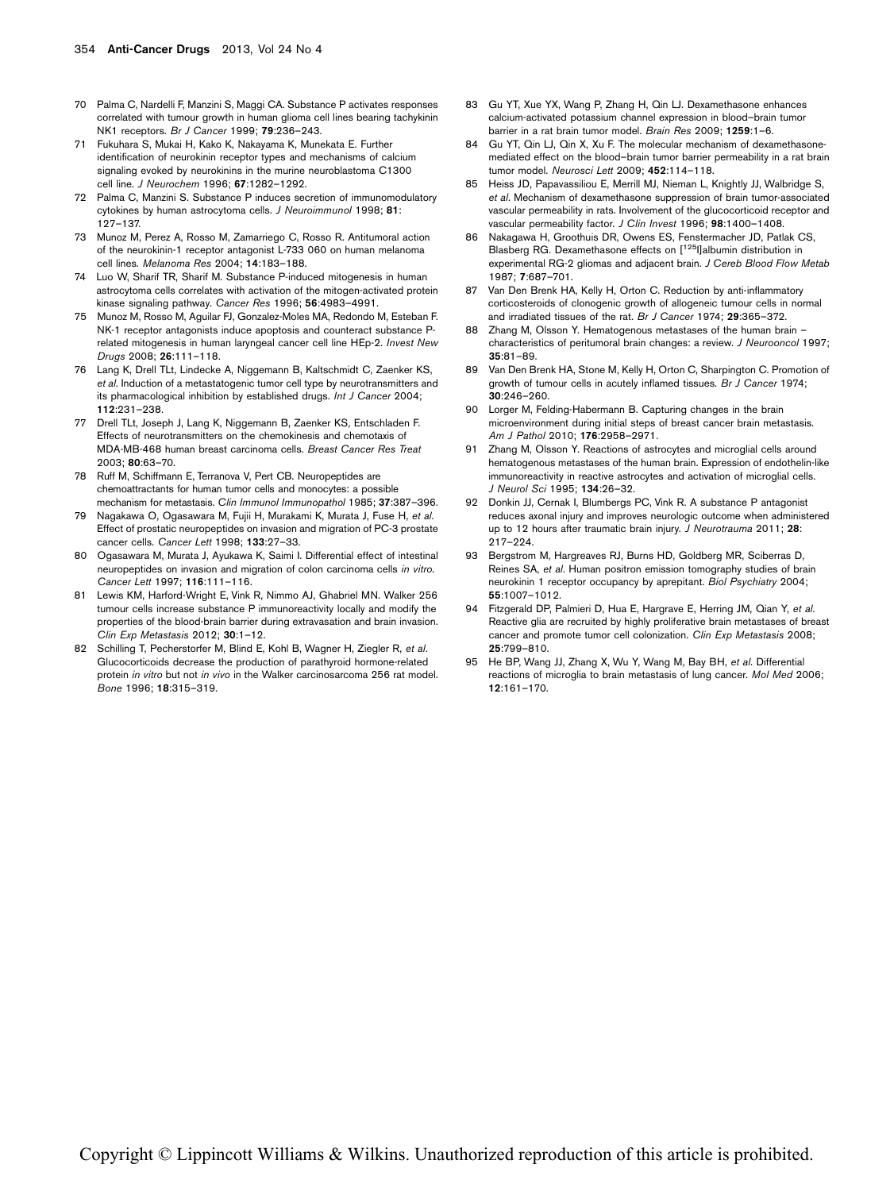70 Palma C, Nardelli F, Manzini S, Maggi CA. Substance P activates responses correlated with tumour growth in human glioma cell lines bearing tachykinin NK1 receptors. *Br J Cancer* 1999; **79**:236–243.

71 Fukuhara S, Mukai H, Kako K, Nakayama K, Munekata E. Further identification of neurokinin receptor types and mechanisms of calcium signaling evoked by neurokinins in the murine neuroblastoma C1300 cell line. *J Neurochem* 1996; **67**:1282–1292.

72 Palma C, Manzini S. Substance P induces secretion of immunomodulatory cytokines by human astrocytoma cells. *J Neuroimmunol* 1998; **81**: 127–137.

73 Munoz M, Perez A, Rosso M, Zamarriego C, Rosso R. Antitumoral action of the neurokinin-1 receptor antagonist L-733 060 on human melanoma cell lines. *Melanoma Res* 2004; **14**:183–188.

74 Luo W, Sharif TR, Sharif M. Substance P-induced mitogenesis in human astrocytoma cells correlates with activation of the mitogen-activated protein kinase signaling pathway. *Cancer Res* 1996; **56**:4983–4991.

75 Munoz M, Rosso M, Aguilar FJ, Gonzalez-Moles MA, Redondo M, Esteban F. NK-1 receptor antagonists induce apoptosis and counteract substance P-related mitogenesis in human laryngeal cancer cell line HEp-2. *Invest New Drugs* 2008; **26**:111–118.

76 Lang K, Drell TLt, Lindecke A, Niggemann B, Kaltschmidt C, Zaenker KS, *et al*. Induction of a metastatogenic tumor cell type by neurotransmitters and its pharmacological inhibition by established drugs. *Int J Cancer* 2004; **112**:231–238.

77 Drell TLt, Joseph J, Lang K, Niggemann B, Zaenker KS, Entschladen F. Effects of neurotransmitters on the chemokinesis and chemotaxis of MDA-MB-468 human breast carcinoma cells. *Breast Cancer Res Treat* 2003; **80**:63–70.

78 Ruff M, Schiffmann E, Terranova V, Pert CB. Neuropeptides are chemoattractants for human tumor cells and monocytes: a possible mechanism for metastasis. *Clin Immunol Immunopathol* 1985; **37**:387–396.

79 Nagakawa O, Ogasawara M, Fujii H, Murakami K, Murata J, Fuse H, *et al*. Effect of prostatic neuropeptides on invasion and migration of PC-3 prostate cancer cells. *Cancer Lett* 1998; **133**:27–33.

80 Ogasawara M, Murata J, Ayukawa K, Saimi I. Differential effect of intestinal neuropeptides on invasion and migration of colon carcinoma cells *in vitro*. *Cancer Lett* 1997; **116**:111–116.

81 Lewis KM, Harford-Wright E, Vink R, Nimmo AJ, Ghabriel MN. Walker 256 tumour cells increase substance P immunoreactivity locally and modify the properties of the blood-brain barrier during extravasation and brain invasion. *Clin Exp Metastasis* 2012; **30**:1–12.

82 Schilling T, Pecherstorfer M, Blind E, Kohl B, Wagner H, Ziegler R, *et al*. Glucocorticoids decrease the production of parathyroid hormone-related protein *in vitro* but not *in vivo* in the Walker carcinosarcoma 256 rat model. *Bone* 1996; **18**:315–319.

83 Gu YT, Xue YX, Wang P, Zhang H, Qin LJ. Dexamethasone enhances calcium-activated potassium channel expression in blood–brain tumor barrier in a rat brain tumor model. *Brain Res* 2009; **1259**:1–6.

84 Gu YT, Qin LJ, Qin X, Xu F. The molecular mechanism of dexamethasone-mediated effect on the blood–brain tumor barrier permeability in a rat brain tumor model. *Neurosci Lett* 2009; **452**:114–118.

85 Heiss JD, Papavassiliou E, Merrill MJ, Nieman L, Knightly JJ, Walbridge S, *et al*. Mechanism of dexamethasone suppression of brain tumor-associated vascular permeability in rats. Involvement of the glucocorticoid receptor and vascular permeability factor. *J Clin Invest* 1996; **98**:1400–1408.

86 Nakagawa H, Groothuis DR, Owens ES, Fenstermacher JD, Patlak CS, Blasberg RG. Dexamethasone effects on [$^{125}$I]albumin distribution in experimental RG-2 gliomas and adjacent brain. *J Cereb Blood Flow Metab* 1987; **7**:687–701.

87 Van Den Brenk HA, Kelly H, Orton C. Reduction by anti-inflammatory corticosteroids of clonogenic growth of allogeneic tumour cells in normal and irradiated tissues of the rat. *Br J Cancer* 1974; **29**:365–372.

88 Zhang M, Olsson Y. Hematogenous metastases of the human brain – characteristics of peritumoral brain changes: a review. *J Neurooncol* 1997; **35**:81–89.

89 Van Den Brenk HA, Stone M, Kelly H, Orton C, Sharpington C. Promotion of growth of tumour cells in acutely inflamed tissues. *Br J Cancer* 1974; **30**:246–260.

90 Lorger M, Felding-Habermann B. Capturing changes in the brain microenvironment during initial steps of breast cancer brain metastasis. *Am J Pathol* 2010; **176**:2958–2971.

91 Zhang M, Olsson Y. Reactions of astrocytes and microglial cells around hematogenous metastases of the human brain. Expression of endothelin-like immunoreactivity in reactive astrocytes and activation of microglial cells. *J Neurol Sci* 1995; **134**:26–32.

92 Donkin JJ, Cernak I, Blumbergs PC, Vink R. A substance P antagonist reduces axonal injury and improves neurologic outcome when administered up to 12 hours after traumatic brain injury. *J Neurotrauma* 2011; **28**: 217–224.

93 Bergstrom M, Hargreaves RJ, Burns HD, Goldberg MR, Sciberras D, Reines SA, *et al*. Human positron emission tomography studies of brain neurokinin 1 receptor occupancy by aprepitant. *Biol Psychiatry* 2004; **55**:1007–1012.

94 Fitzgerald DP, Palmieri D, Hua E, Hargrave E, Herring JM, Qian Y, *et al*. Reactive glia are recruited by highly proliferative brain metastases of breast cancer and promote tumor cell colonization. *Clin Exp Metastasis* 2008; **25**:799–810.

95 He BP, Wang JJ, Zhang X, Wu Y, Wang M, Bay BH, *et al*. Differential reactions of microglia to brain metastasis of lung cancer. *Mol Med* 2006; **12**:161–170.